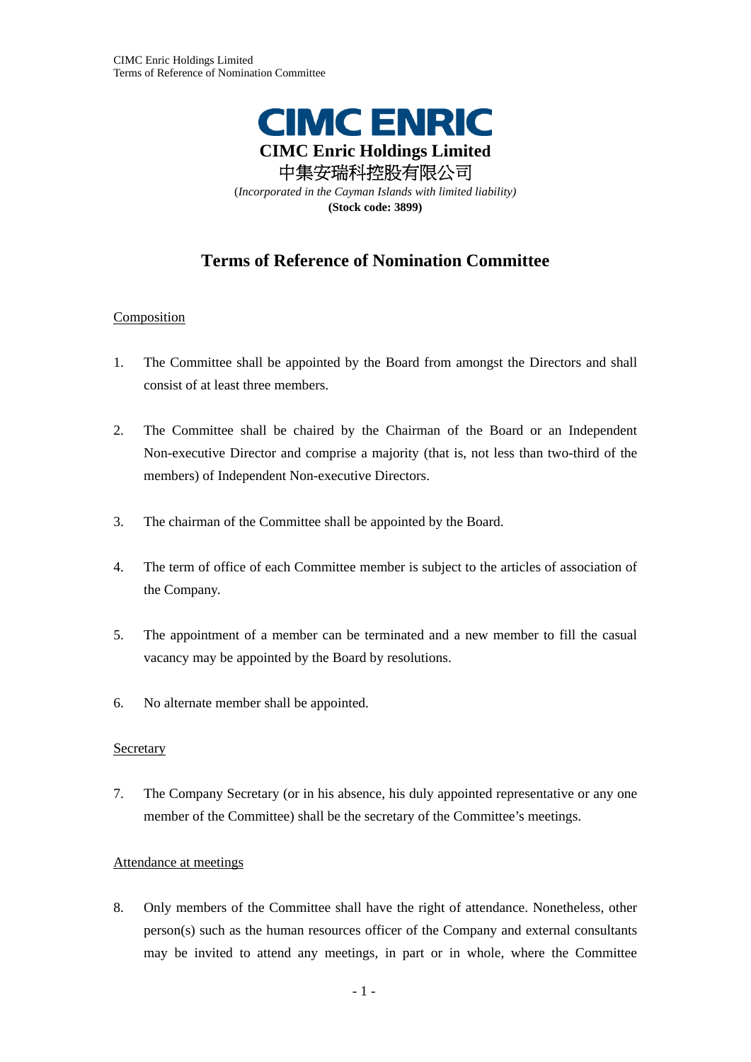**CIMC ENRIC**

**CIMC Enric Holdings Limited**

中集安瑞科控股有限公司

(*Incorporated in the Cayman Islands with limited liability*)

**(Stock code: 3899)**

# Terms of Reference of Nomination Committee

## Composition

1. The Committee shall be appointed by the Board from amongst the Directors and shall consist of at least three members.

2. The Committee shall be chaired by the Chairman of the Board or an Independent Non-executive Director and comprise a majority (that is, not less than two-third of the members) of Independent Non-executive Directors.

3. The chairman of the Committee shall be appointed by the Board.

4. The term of office of each Committee member is subject to the articles of association of the Company.

5. The appointment of a member can be terminated and a new member to fill the casual vacancy may be appointed by the Board by resolutions.

6. No alternate member shall be appointed.

## Secretary

7. The Company Secretary (or in his absence, his duly appointed representative or any one member of the Committee) shall be the secretary of the Committee's meetings.

## Attendance at meetings

8. Only members of the Committee shall have the right of attendance. Nonetheless, other person(s) such as the human resources officer of the Company and external consultants may be invited to attend any meetings, in part or in whole, where the Committee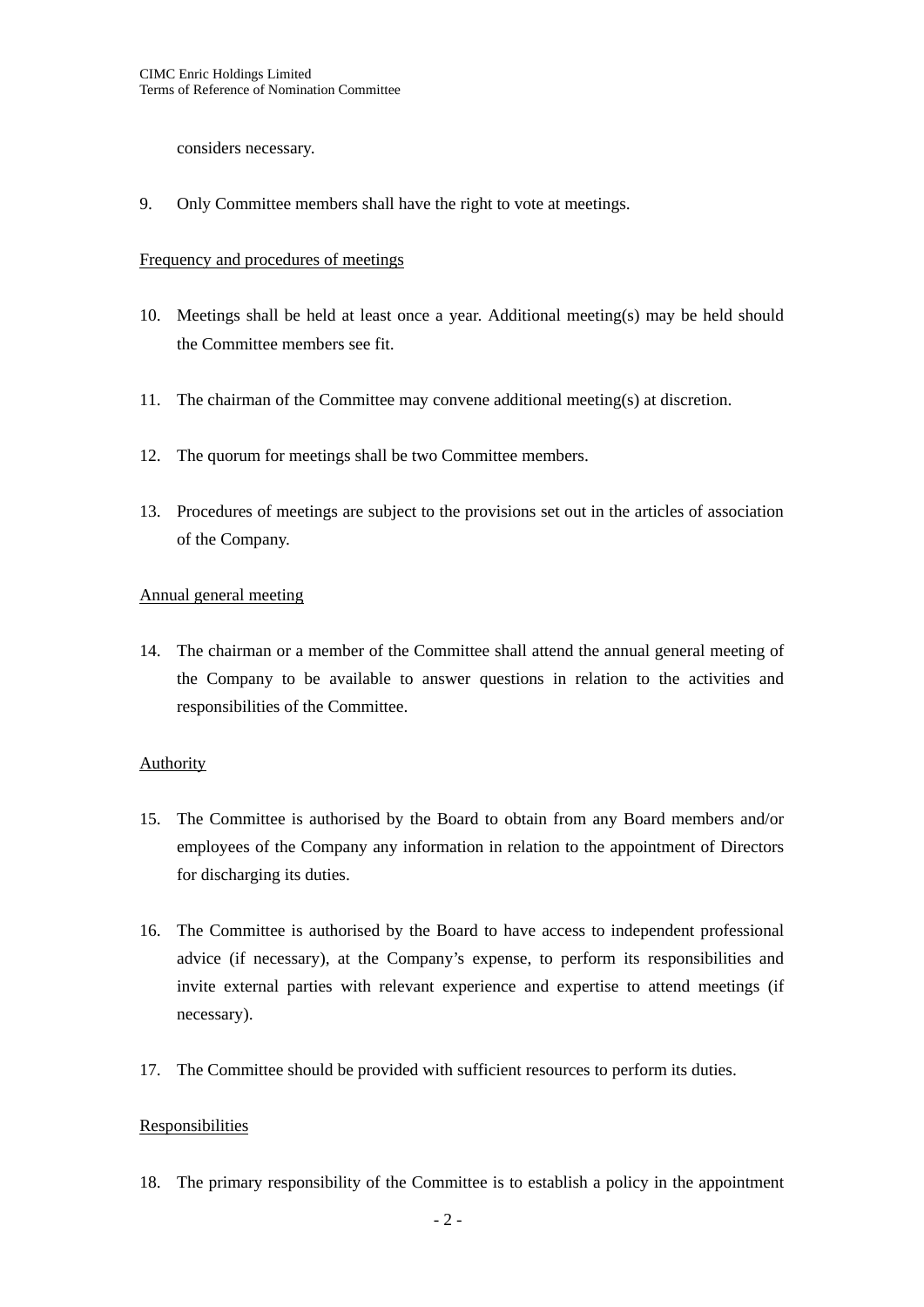considers necessary.

9. Only Committee members shall have the right to vote at meetings.

Frequency and procedures of meetings

10. Meetings shall be held at least once a year. Additional meeting(s) may be held should the Committee members see fit.

11. The chairman of the Committee may convene additional meeting(s) at discretion.

12. The quorum for meetings shall be two Committee members.

13. Procedures of meetings are subject to the provisions set out in the articles of association of the Company.

Annual general meeting

14. The chairman or a member of the Committee shall attend the annual general meeting of the Company to be available to answer questions in relation to the activities and responsibilities of the Committee.

Authority

15. The Committee is authorised by the Board to obtain from any Board members and/or employees of the Company any information in relation to the appointment of Directors for discharging its duties.

16. The Committee is authorised by the Board to have access to independent professional advice (if necessary), at the Company's expense, to perform its responsibilities and invite external parties with relevant experience and expertise to attend meetings (if necessary).

17. The Committee should be provided with sufficient resources to perform its duties.

Responsibilities

18. The primary responsibility of the Committee is to establish a policy in the appointment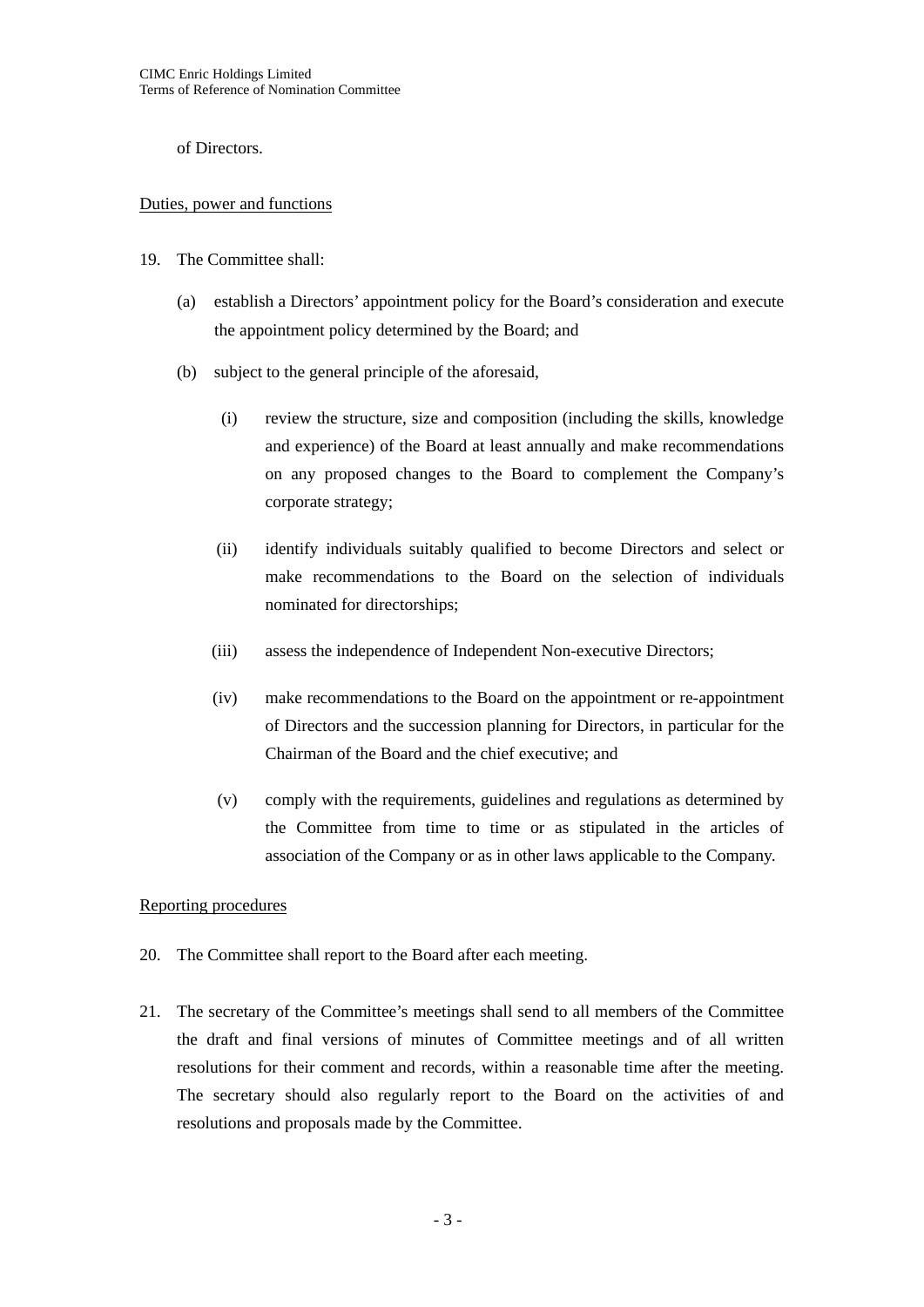of Directors.

Duties, power and functions

19. The Committee shall:

    (a) establish a Directors' appointment policy for the Board's consideration and execute the appointment policy determined by the Board; and

    (b) subject to the general principle of the aforesaid,

        (i) review the structure, size and composition (including the skills, knowledge and experience) of the Board at least annually and make recommendations on any proposed changes to the Board to complement the Company's corporate strategy;

        (ii) identify individuals suitably qualified to become Directors and select or make recommendations to the Board on the selection of individuals nominated for directorships;

        (iii) assess the independence of Independent Non-executive Directors;

        (iv) make recommendations to the Board on the appointment or re-appointment of Directors and the succession planning for Directors, in particular for the Chairman of the Board and the chief executive; and

        (v) comply with the requirements, guidelines and regulations as determined by the Committee from time to time or as stipulated in the articles of association of the Company or as in other laws applicable to the Company.

Reporting procedures

20. The Committee shall report to the Board after each meeting.

21. The secretary of the Committee's meetings shall send to all members of the Committee the draft and final versions of minutes of Committee meetings and of all written resolutions for their comment and records, within a reasonable time after the meeting. The secretary should also regularly report to the Board on the activities of and resolutions and proposals made by the Committee.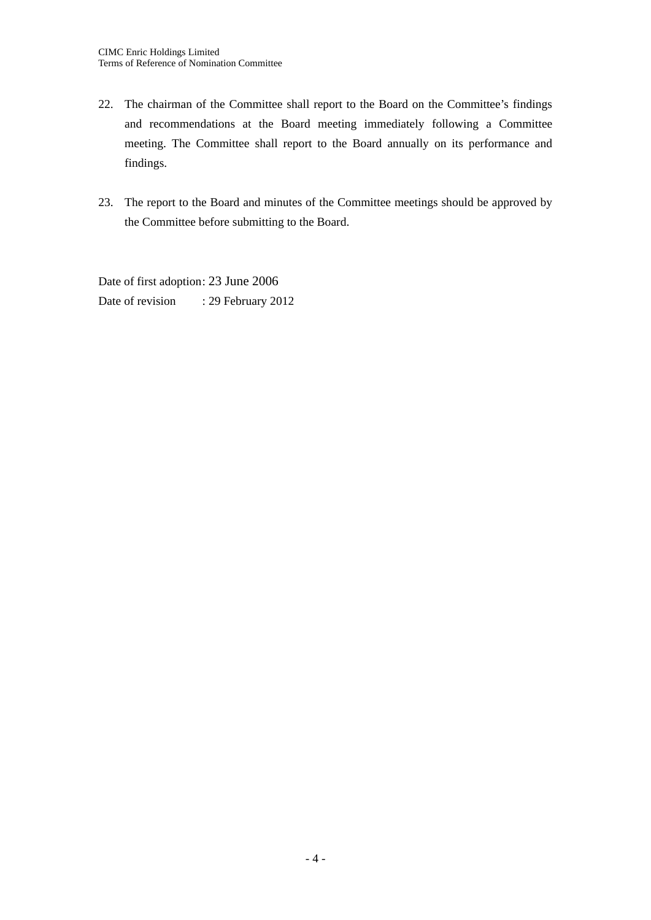22. The chairman of the Committee shall report to the Board on the Committee's findings and recommendations at the Board meeting immediately following a Committee meeting. The Committee shall report to the Board annually on its performance and findings.

23. The report to the Board and minutes of the Committee meetings should be approved by the Committee before submitting to the Board.

Date of first adoption: 23 June 2006
Date of revision : 29 February 2012